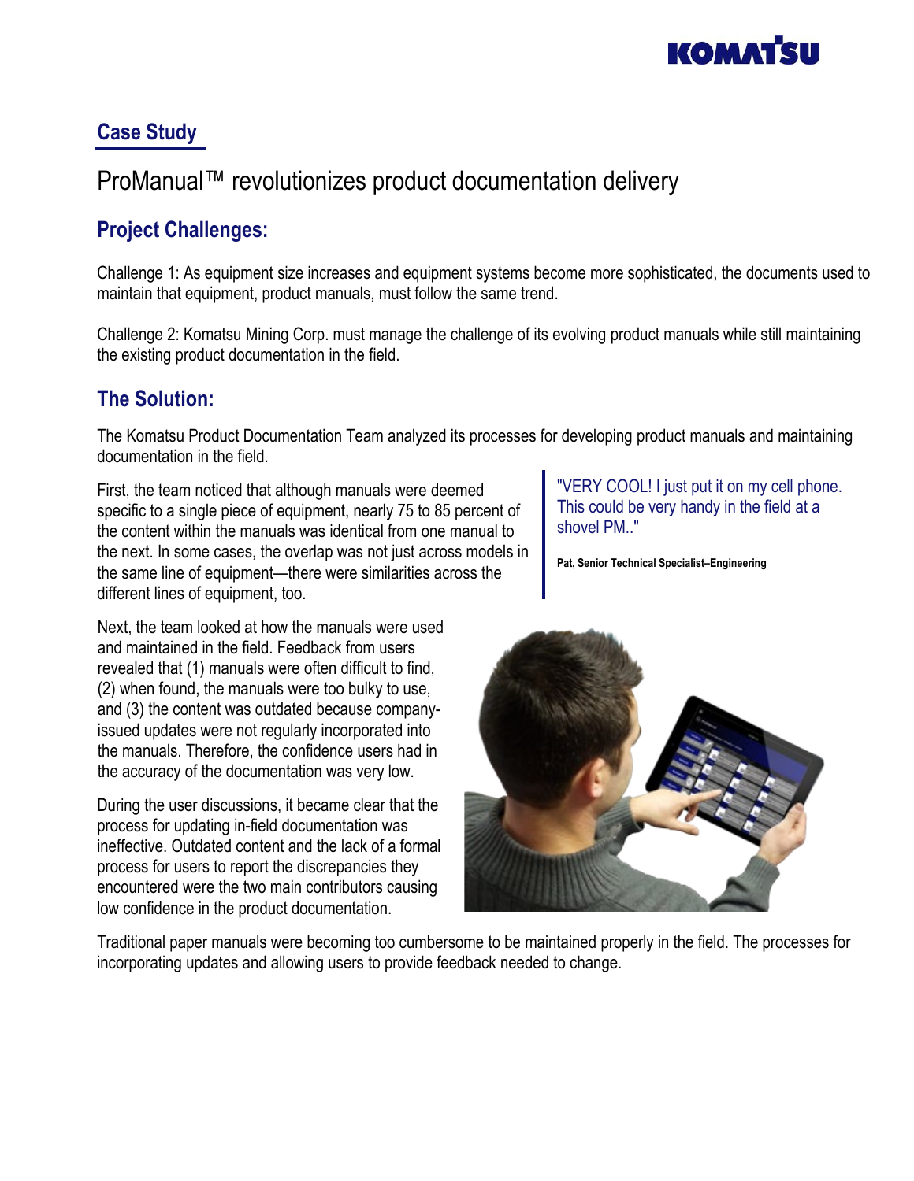## Case Study

# ProManual™ revolutionizes product documentation delivery

## Project Challenges:

Challenge 1: As equipment size increases and equipment systems become more sophisticated, the documents used to maintain that equipment, product manuals, must follow the same trend.

Challenge 2: Komatsu Mining Corp. must manage the challenge of its evolving product manuals while still maintaining the existing product documentation in the field.

## The Solution:

The Komatsu Product Documentation Team analyzed its processes for developing product manuals and maintaining documentation in the field.

First, the team noticed that although manuals were deemed specific to a single piece of equipment, nearly 75 to 85 percent of the content within the manuals was identical from one manual to the next. In some cases, the overlap was not just across models in the same line of equipment—there were similarities across the different lines of equipment, too.

> "VERY COOL! I just put it on my cell phone. This could be very handy in the field at a shovel PM.."
>
> **Pat, Senior Technical Specialist–Engineering**

Next, the team looked at how the manuals were used and maintained in the field. Feedback from users revealed that (1) manuals were often difficult to find, (2) when found, the manuals were too bulky to use, and (3) the content was outdated because company-issued updates were not regularly incorporated into the manuals. Therefore, the confidence users had in the accuracy of the documentation was very low.

During the user discussions, it became clear that the process for updating in-field documentation was ineffective. Outdated content and the lack of a formal process for users to report the discrepancies they encountered were the two main contributors causing low confidence in the product documentation.

Traditional paper manuals were becoming too cumbersome to be maintained properly in the field. The processes for incorporating updates and allowing users to provide feedback needed to change.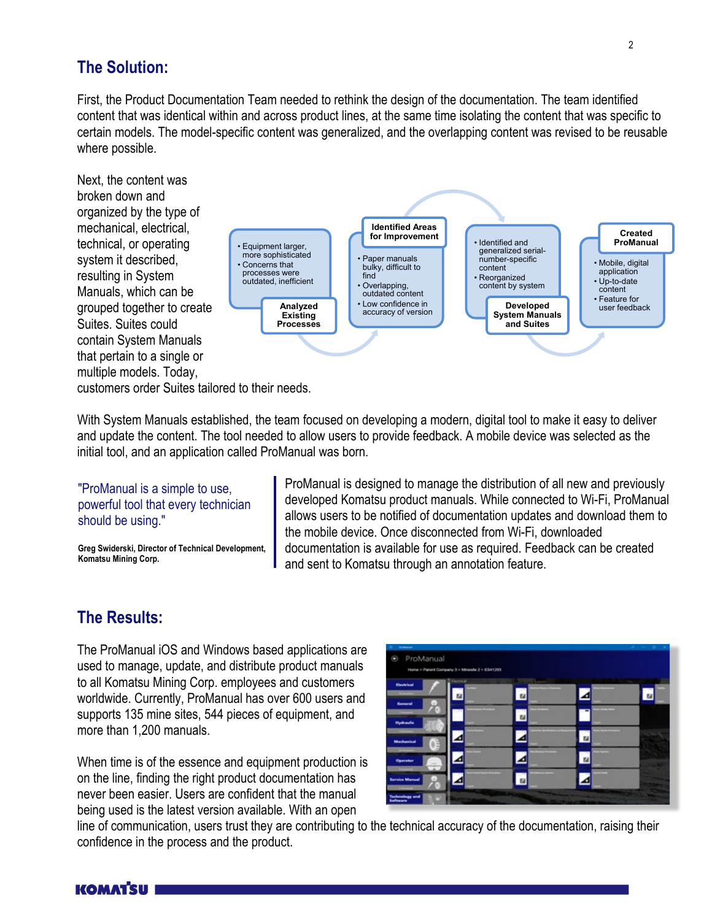## The Solution:

First, the Product Documentation Team needed to rethink the design of the documentation. The team identified content that was identical within and across product lines, at the same time isolating the content that was specific to certain models. The model-specific content was generalized, and the overlapping content was revised to be reusable where possible.

Next, the content was broken down and organized by the type of mechanical, electrical, technical, or operating system it described, resulting in System Manuals, which can be grouped together to create Suites. Suites could contain System Manuals that pertain to a single or multiple models. Today, customers order Suites tailored to their needs.

**Analyzed Existing Processes**
- Equipment larger, more sophisticated
- Concerns that processes were outdated, inefficient

**Identified Areas for Improvement**
- Paper manuals bulky, difficult to find
- Overlapping, outdated content
- Low confidence in accuracy of version

**Developed System Manuals and Suites**
- Identified and generalized serial-number-specific content
- Reorganized content by system

**Created ProManual**
- Mobile, digital application
- Up-to-date content
- Feature for user feedback

With System Manuals established, the team focused on developing a modern, digital tool to make it easy to deliver and update the content. The tool needed to allow users to provide feedback. A mobile device was selected as the initial tool, and an application called ProManual was born.

"ProManual is a simple to use, powerful tool that every technician should be using."

**Greg Swiderski, Director of Technical Development, Komatsu Mining Corp.**

ProManual is designed to manage the distribution of all new and previously developed Komatsu product manuals. While connected to Wi-Fi, ProManual allows users to be notified of documentation updates and download them to the mobile device. Once disconnected from Wi-Fi, downloaded documentation is available for use as required. Feedback can be created and sent to Komatsu through an annotation feature.

## The Results:

The ProManual iOS and Windows based applications are used to manage, update, and distribute product manuals to all Komatsu Mining Corp. employees and customers worldwide. Currently, ProManual has over 600 users and supports 135 mine sites, 544 pieces of equipment, and more than 1,200 manuals.

When time is of the essence and equipment production is on the line, finding the right product documentation has never been easier. Users are confident that the manual being used is the latest version available. With an open line of communication, users trust they are contributing to the technical accuracy of the documentation, raising their confidence in the process and the product.